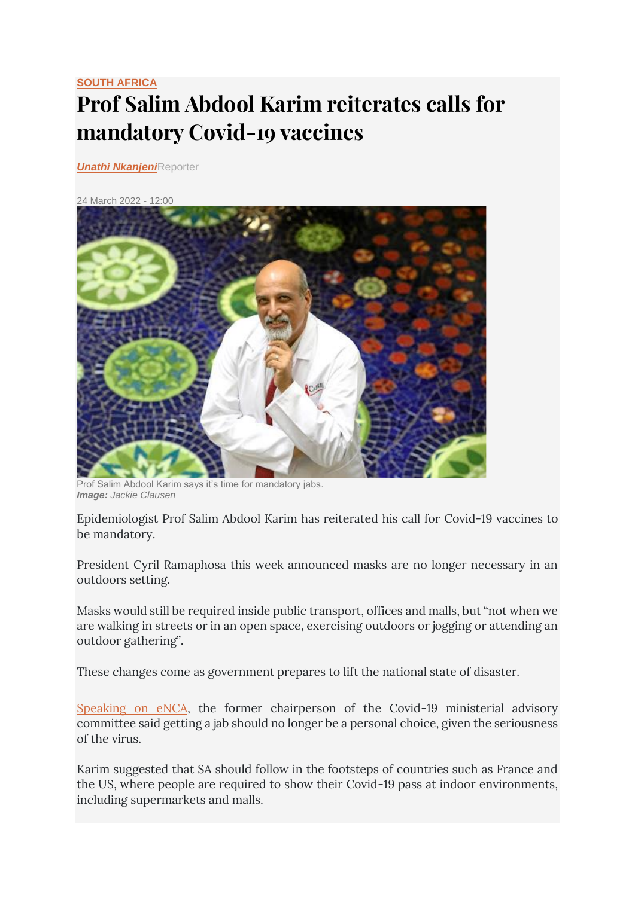SOUTH AFRICA

# Prof Salim Abdool Karim reiterates calls for mandatory Covid-19 vaccines

***Unathi Nkanjeni***Reporter

24 March 2022 - 12:00

Prof Salim Abdool Karim says it's time for mandatory jabs.
***Image:*** *Jackie Clausen*

Epidemiologist Prof Salim Abdool Karim has reiterated his call for Covid-19 vaccines to be mandatory.

President Cyril Ramaphosa this week announced masks are no longer necessary in an outdoors setting.

Masks would still be required inside public transport, offices and malls, but "not when we are walking in streets or in an open space, exercising outdoors or jogging or attending an outdoor gathering".

These changes come as government prepares to lift the national state of disaster.

Speaking on eNCA, the former chairperson of the Covid-19 ministerial advisory committee said getting a jab should no longer be a personal choice, given the seriousness of the virus.

Karim suggested that SA should follow in the footsteps of countries such as France and the US, where people are required to show their Covid-19 pass at indoor environments, including supermarkets and malls.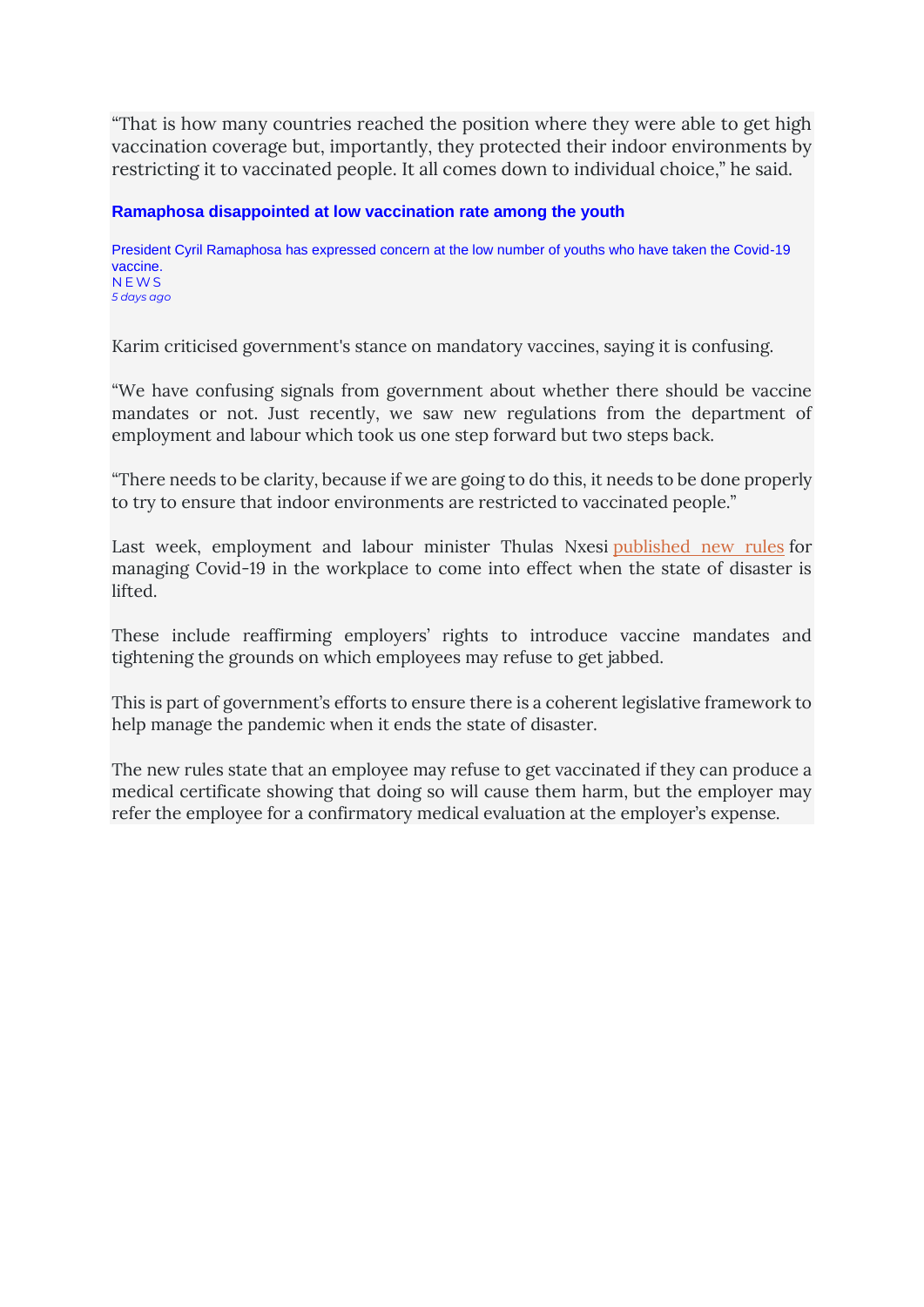“That is how many countries reached the position where they were able to get high vaccination coverage but, importantly, they protected their indoor environments by restricting it to vaccinated people. It all comes down to individual choice,” he said.

**Ramaphosa disappointed at low vaccination rate among the youth**

President Cyril Ramaphosa has expressed concern at the low number of youths who have taken the Covid-19 vaccine.
NEWS
*5 days ago*

Karim criticised government's stance on mandatory vaccines, saying it is confusing.

“We have confusing signals from government about whether there should be vaccine mandates or not. Just recently, we saw new regulations from the department of employment and labour which took us one step forward but two steps back.

“There needs to be clarity, because if we are going to do this, it needs to be done properly to try to ensure that indoor environments are restricted to vaccinated people.”

Last week, employment and labour minister Thulas Nxesi published new rules for managing Covid-19 in the workplace to come into effect when the state of disaster is lifted.

These include reaffirming employers' rights to introduce vaccine mandates and tightening the grounds on which employees may refuse to get jabbed.

This is part of government's efforts to ensure there is a coherent legislative framework to help manage the pandemic when it ends the state of disaster.

The new rules state that an employee may refuse to get vaccinated if they can produce a medical certificate showing that doing so will cause them harm, but the employer may refer the employee for a confirmatory medical evaluation at the employer's expense.